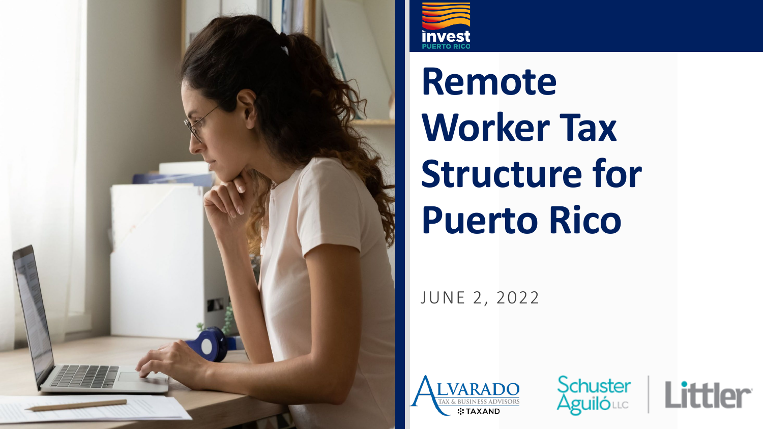# Remote Worker Tax Structure for Puerto Rico

JUNE 2, 2022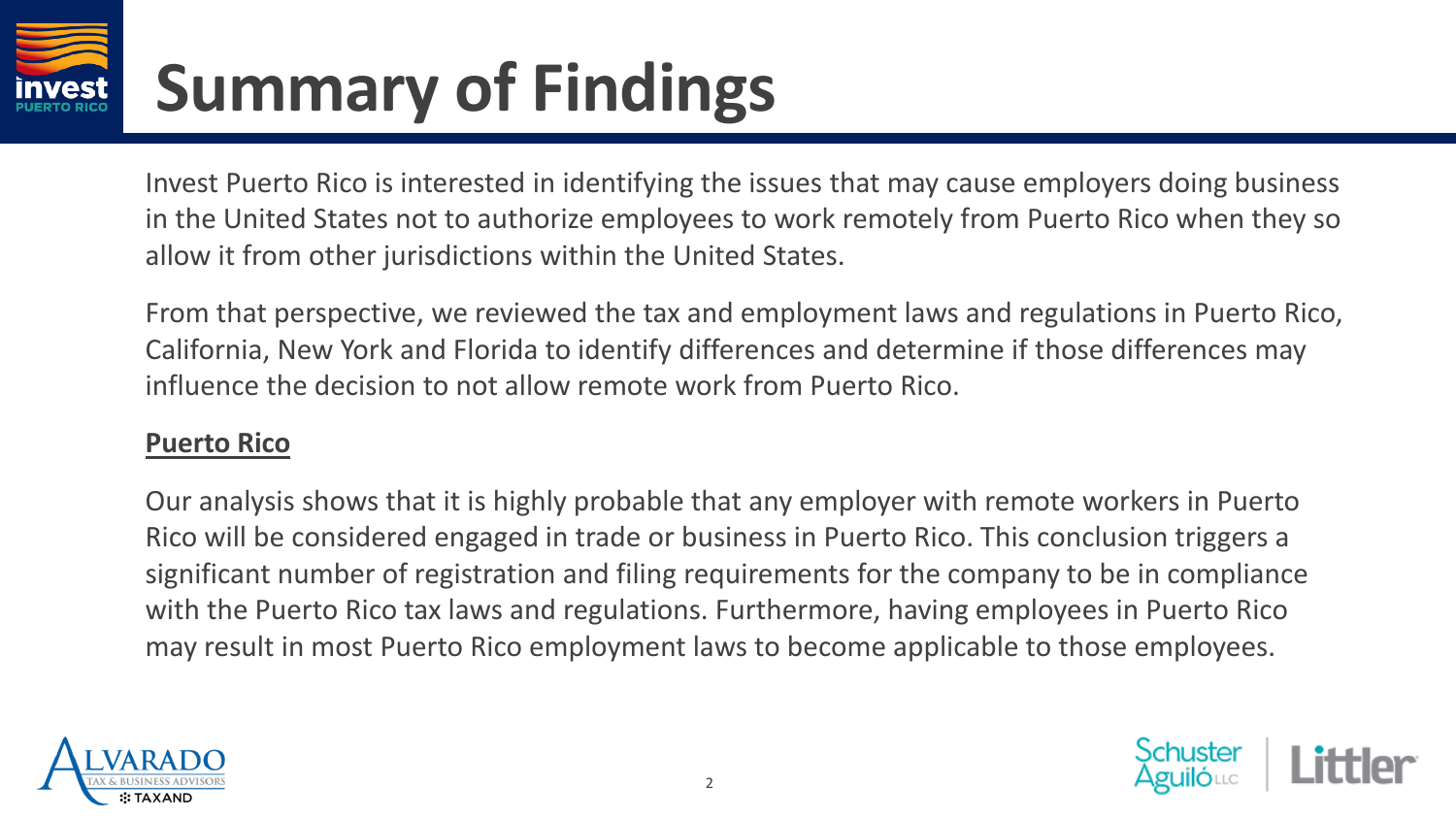# Summary of Findings

Invest Puerto Rico is interested in identifying the issues that may cause employers doing business in the United States not to authorize employees to work remotely from Puerto Rico when they so allow it from other jurisdictions within the United States.

From that perspective, we reviewed the tax and employment laws and regulations in Puerto Rico, California, New York and Florida to identify differences and determine if those differences may influence the decision to not allow remote work from Puerto Rico.

**Puerto Rico**

Our analysis shows that it is highly probable that any employer with remote workers in Puerto Rico will be considered engaged in trade or business in Puerto Rico. This conclusion triggers a significant number of registration and filing requirements for the company to be in compliance with the Puerto Rico tax laws and regulations. Furthermore, having employees in Puerto Rico may result in most Puerto Rico employment laws to become applicable to those employees.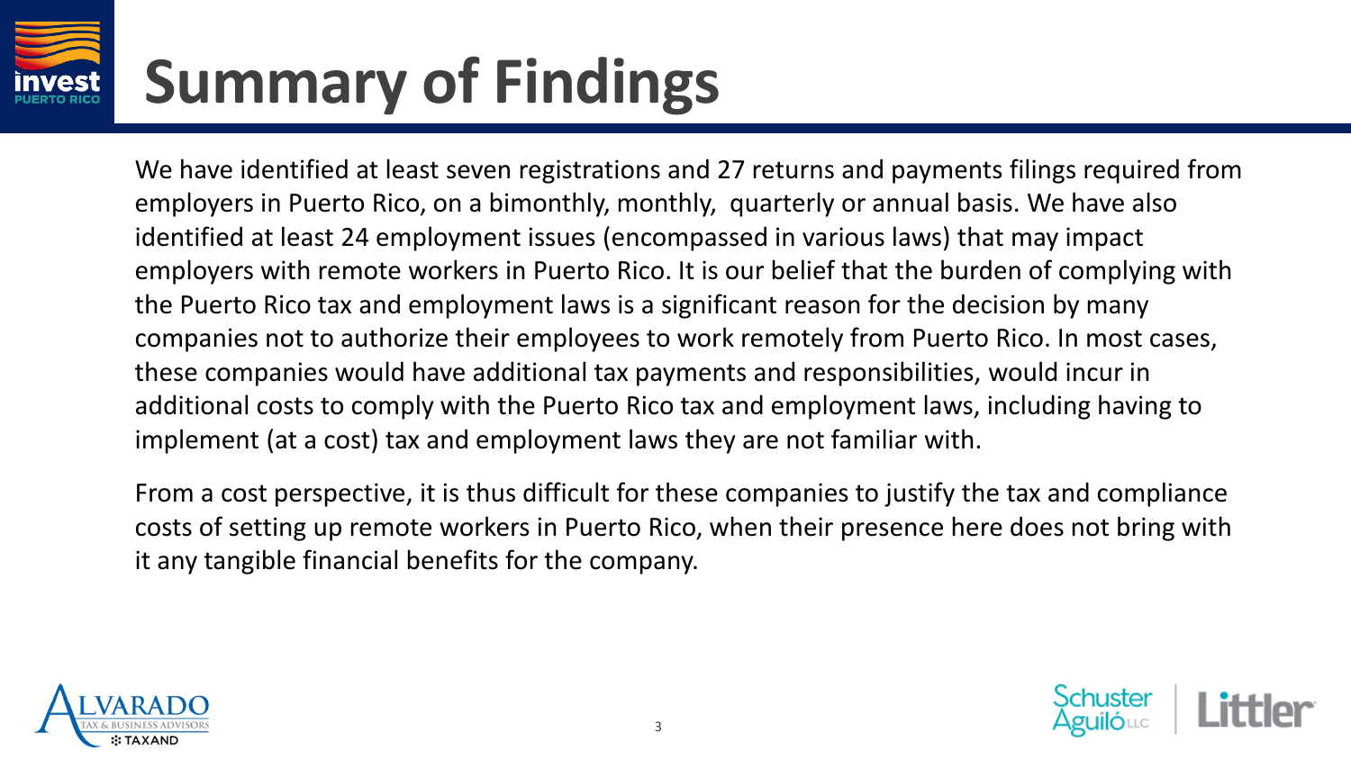# Summary of Findings

We have identified at least seven registrations and 27 returns and payments filings required from employers in Puerto Rico, on a bimonthly, monthly, quarterly or annual basis. We have also identified at least 24 employment issues (encompassed in various laws) that may impact employers with remote workers in Puerto Rico. It is our belief that the burden of complying with the Puerto Rico tax and employment laws is a significant reason for the decision by many companies not to authorize their employees to work remotely from Puerto Rico. In most cases, these companies would have additional tax payments and responsibilities, would incur in additional costs to comply with the Puerto Rico tax and employment laws, including having to implement (at a cost) tax and employment laws they are not familiar with.

From a cost perspective, it is thus difficult for these companies to justify the tax and compliance costs of setting up remote workers in Puerto Rico, when their presence here does not bring with it any tangible financial benefits for the company.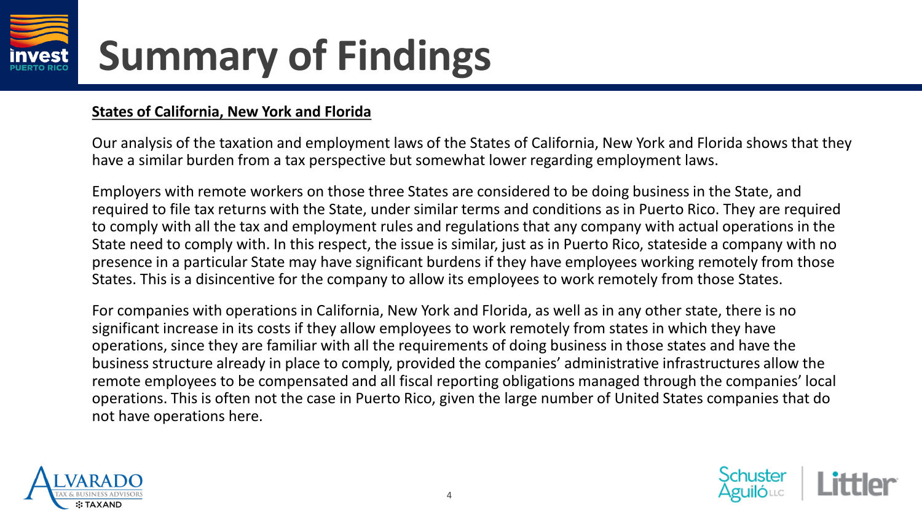# Summary of Findings

**States of California, New York and Florida**

Our analysis of the taxation and employment laws of the States of California, New York and Florida shows that they have a similar burden from a tax perspective but somewhat lower regarding employment laws.

Employers with remote workers on those three States are considered to be doing business in the State, and required to file tax returns with the State, under similar terms and conditions as in Puerto Rico. They are required to comply with all the tax and employment rules and regulations that any company with actual operations in the State need to comply with. In this respect, the issue is similar, just as in Puerto Rico, stateside a company with no presence in a particular State may have significant burdens if they have employees working remotely from those States. This is a disincentive for the company to allow its employees to work remotely from those States.

For companies with operations in California, New York and Florida, as well as in any other state, there is no significant increase in its costs if they allow employees to work remotely from states in which they have operations, since they are familiar with all the requirements of doing business in those states and have the business structure already in place to comply, provided the companies' administrative infrastructures allow the remote employees to be compensated and all fiscal reporting obligations managed through the companies' local operations. This is often not the case in Puerto Rico, given the large number of United States companies that do not have operations here.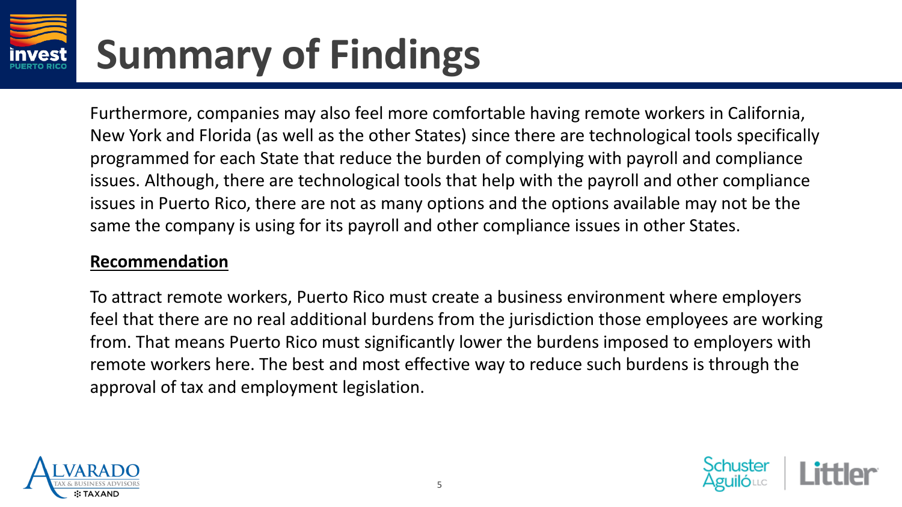# Summary of Findings

Furthermore, companies may also feel more comfortable having remote workers in California, New York and Florida (as well as the other States) since there are technological tools specifically programmed for each State that reduce the burden of complying with payroll and compliance issues. Although, there are technological tools that help with the payroll and other compliance issues in Puerto Rico, there are not as many options and the options available may not be the same the company is using for its payroll and other compliance issues in other States.

**Recommendation**

To attract remote workers, Puerto Rico must create a business environment where employers feel that there are no real additional burdens from the jurisdiction those employees are working from. That means Puerto Rico must significantly lower the burdens imposed to employers with remote workers here. The best and most effective way to reduce such burdens is through the approval of tax and employment legislation.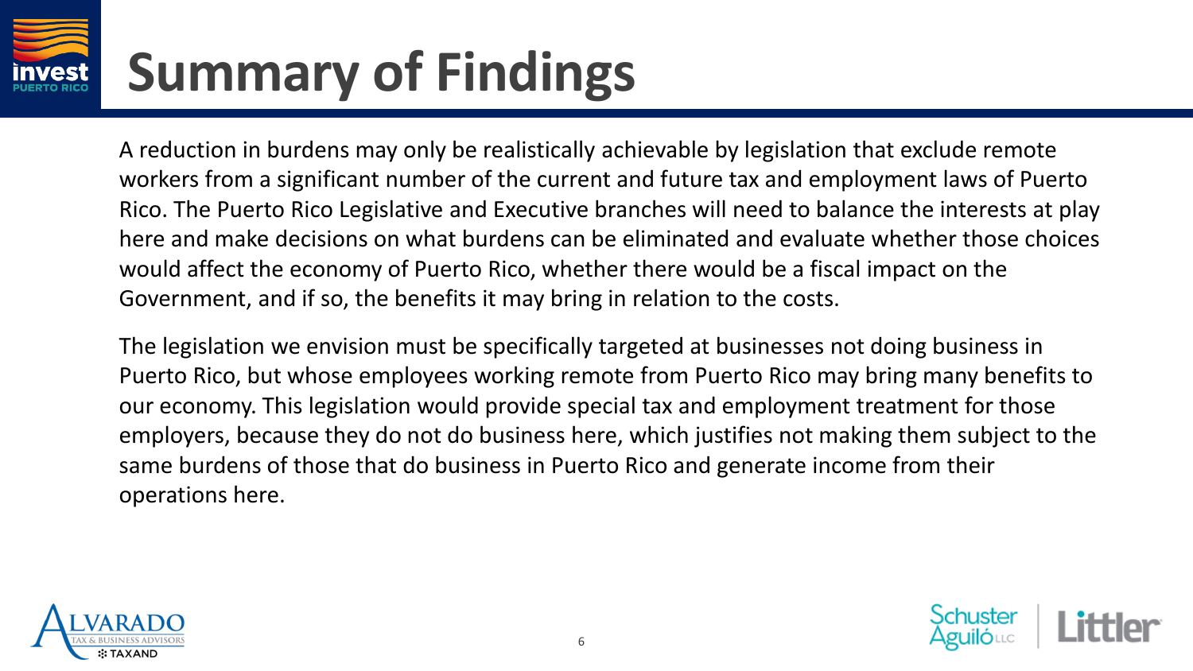# Summary of Findings

A reduction in burdens may only be realistically achievable by legislation that exclude remote workers from a significant number of the current and future tax and employment laws of Puerto Rico. The Puerto Rico Legislative and Executive branches will need to balance the interests at play here and make decisions on what burdens can be eliminated and evaluate whether those choices would affect the economy of Puerto Rico, whether there would be a fiscal impact on the Government, and if so, the benefits it may bring in relation to the costs.

The legislation we envision must be specifically targeted at businesses not doing business in Puerto Rico, but whose employees working remote from Puerto Rico may bring many benefits to our economy. This legislation would provide special tax and employment treatment for those employers, because they do not do business here, which justifies not making them subject to the same burdens of those that do business in Puerto Rico and generate income from their operations here.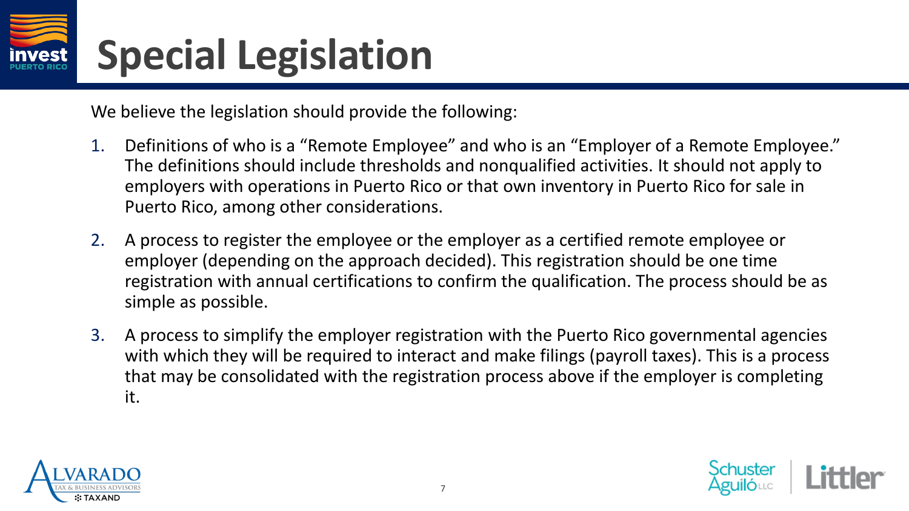# Special Legislation

We believe the legislation should provide the following:

1. Definitions of who is a "Remote Employee" and who is an "Employer of a Remote Employee." The definitions should include thresholds and nonqualified activities. It should not apply to employers with operations in Puerto Rico or that own inventory in Puerto Rico for sale in Puerto Rico, among other considerations.
2. A process to register the employee or the employer as a certified remote employee or employer (depending on the approach decided). This registration should be one time registration with annual certifications to confirm the qualification. The process should be as simple as possible.
3. A process to simplify the employer registration with the Puerto Rico governmental agencies with which they will be required to interact and make filings (payroll taxes). This is a process that may be consolidated with the registration process above if the employer is completing it.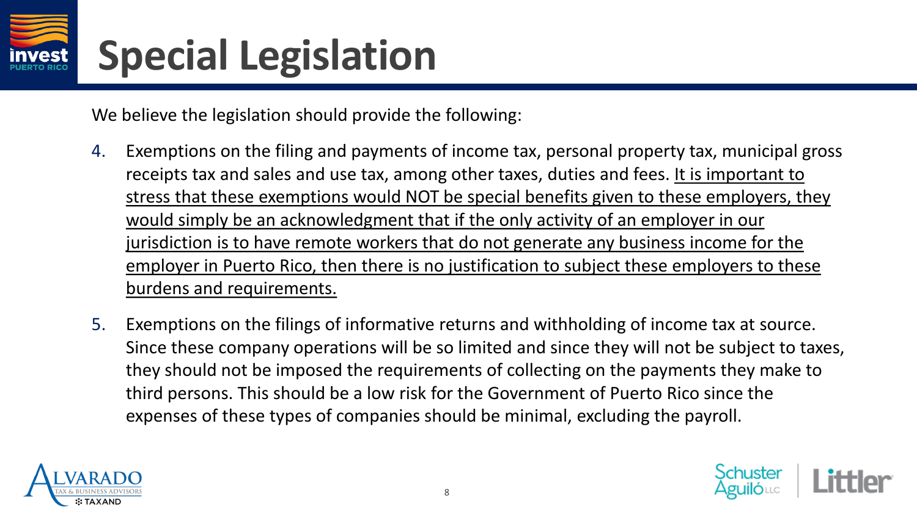# Special Legislation

We believe the legislation should provide the following:

4. Exemptions on the filing and payments of income tax, personal property tax, municipal gross receipts tax and sales and use tax, among other taxes, duties and fees. <u>It is important to stress that these exemptions would NOT be special benefits given to these employers, they would simply be an acknowledgment that if the only activity of an employer in our jurisdiction is to have remote workers that do not generate any business income for the employer in Puerto Rico, then there is no justification to subject these employers to these burdens and requirements.</u>

5. Exemptions on the filings of informative returns and withholding of income tax at source. Since these company operations will be so limited and since they will not be subject to taxes, they should not be imposed the requirements of collecting on the payments they make to third persons. This should be a low risk for the Government of Puerto Rico since the expenses of these types of companies should be minimal, excluding the payroll.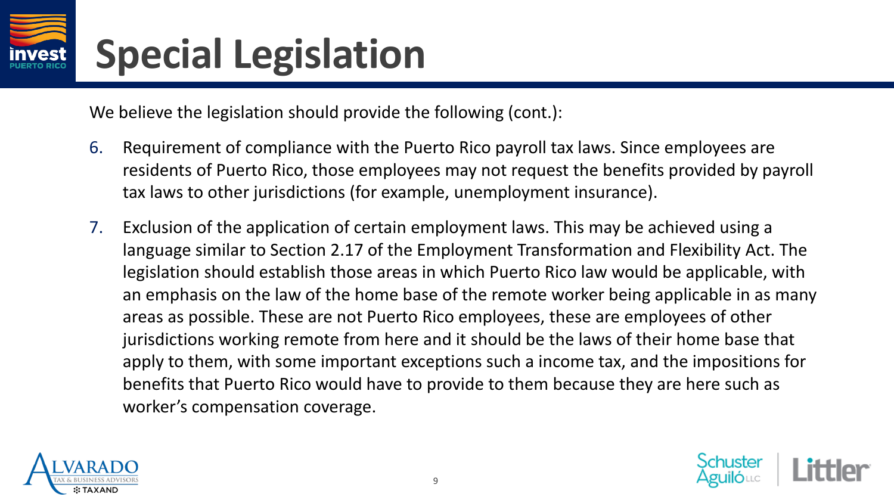# Special Legislation

We believe the legislation should provide the following (cont.):

6. Requirement of compliance with the Puerto Rico payroll tax laws. Since employees are residents of Puerto Rico, those employees may not request the benefits provided by payroll tax laws to other jurisdictions (for example, unemployment insurance).

7. Exclusion of the application of certain employment laws. This may be achieved using a language similar to Section 2.17 of the Employment Transformation and Flexibility Act. The legislation should establish those areas in which Puerto Rico law would be applicable, with an emphasis on the law of the home base of the remote worker being applicable in as many areas as possible. These are not Puerto Rico employees, these are employees of other jurisdictions working remote from here and it should be the laws of their home base that apply to them, with some important exceptions such a income tax, and the impositions for benefits that Puerto Rico would have to provide to them because they are here such as worker's compensation coverage.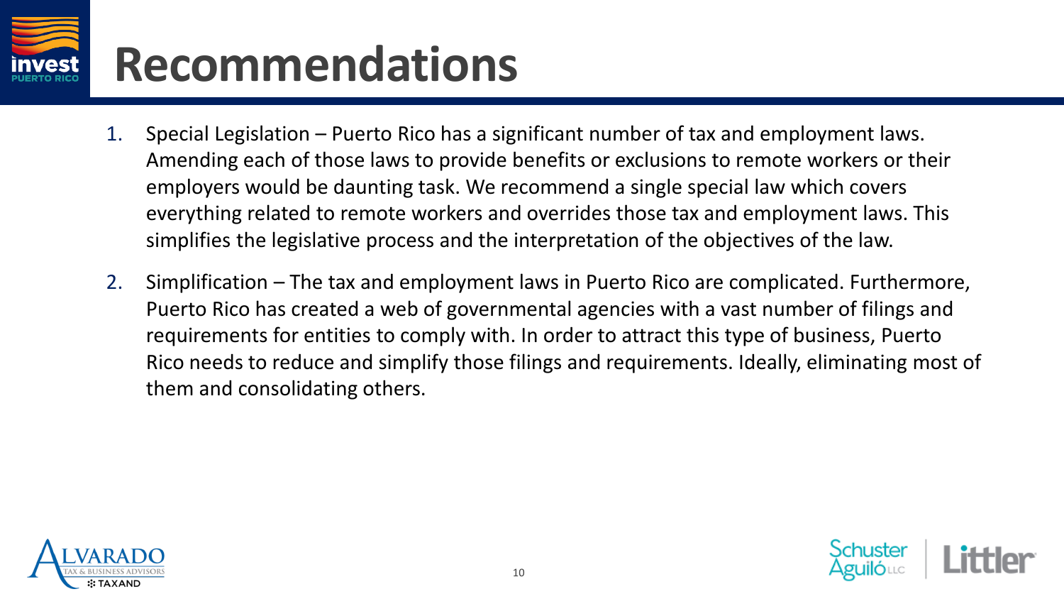# Recommendations

1. Special Legislation – Puerto Rico has a significant number of tax and employment laws. Amending each of those laws to provide benefits or exclusions to remote workers or their employers would be daunting task. We recommend a single special law which covers everything related to remote workers and overrides those tax and employment laws. This simplifies the legislative process and the interpretation of the objectives of the law.
2. Simplification – The tax and employment laws in Puerto Rico are complicated. Furthermore, Puerto Rico has created a web of governmental agencies with a vast number of filings and requirements for entities to comply with. In order to attract this type of business, Puerto Rico needs to reduce and simplify those filings and requirements. Ideally, eliminating most of them and consolidating others.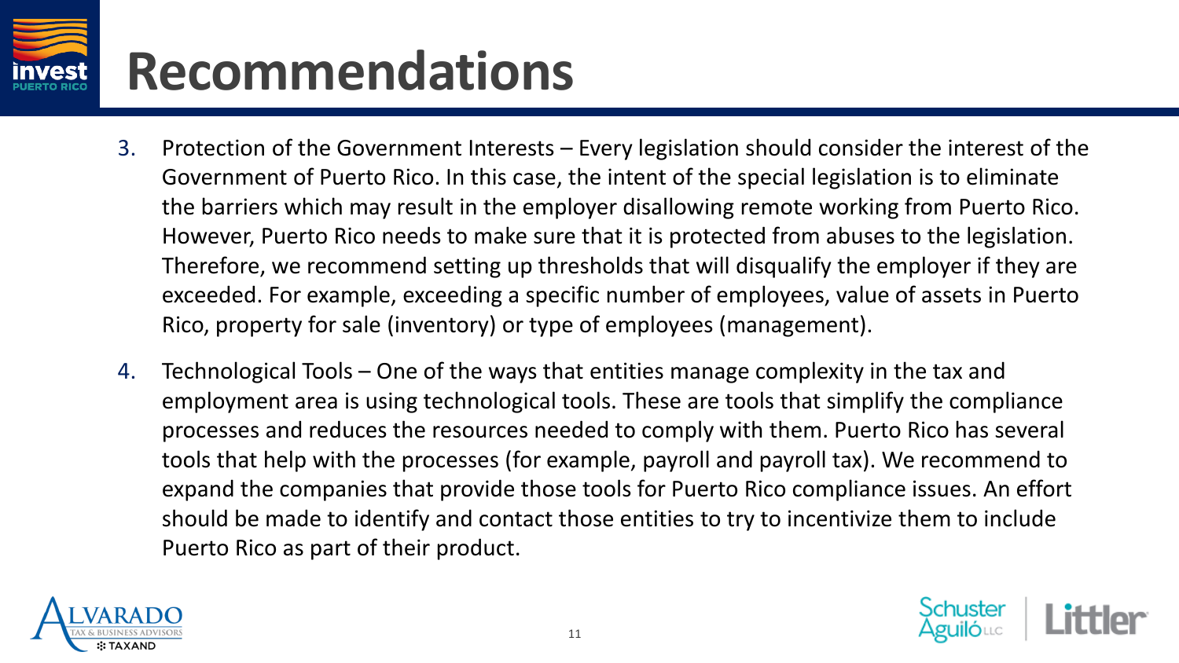# Recommendations

3. Protection of the Government Interests – Every legislation should consider the interest of the Government of Puerto Rico. In this case, the intent of the special legislation is to eliminate the barriers which may result in the employer disallowing remote working from Puerto Rico. However, Puerto Rico needs to make sure that it is protected from abuses to the legislation. Therefore, we recommend setting up thresholds that will disqualify the employer if they are exceeded. For example, exceeding a specific number of employees, value of assets in Puerto Rico, property for sale (inventory) or type of employees (management).

4. Technological Tools – One of the ways that entities manage complexity in the tax and employment area is using technological tools. These are tools that simplify the compliance processes and reduces the resources needed to comply with them. Puerto Rico has several tools that help with the processes (for example, payroll and payroll tax). We recommend to expand the companies that provide those tools for Puerto Rico compliance issues. An effort should be made to identify and contact those entities to try to incentivize them to include Puerto Rico as part of their product.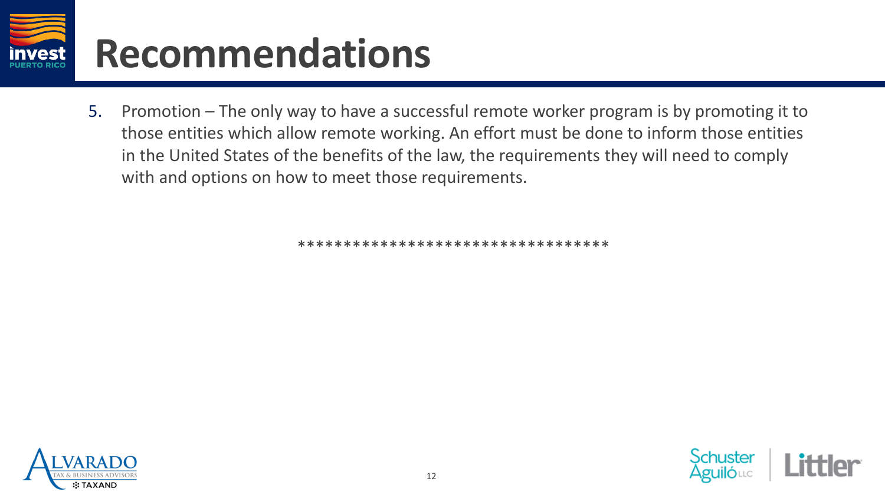# Recommendations

5. Promotion – The only way to have a successful remote worker program is by promoting it to those entities which allow remote working. An effort must be done to inform those entities in the United States of the benefits of the law, the requirements they will need to comply with and options on how to meet those requirements.

*********************************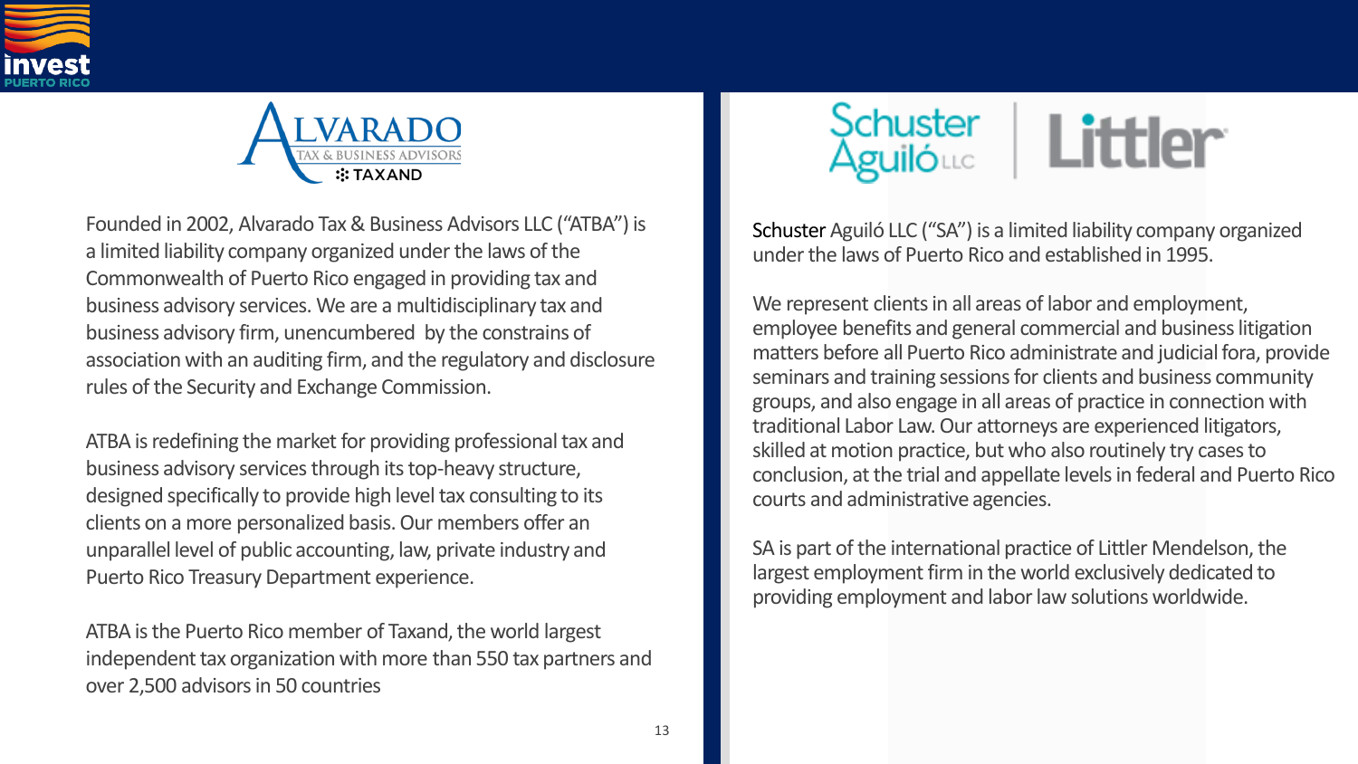## ALVARADO TAX & BUSINESS ADVISORS :: TAXAND

Founded in 2002, Alvarado Tax & Business Advisors LLC ("ATBA") is a limited liability company organized under the laws of the Commonwealth of Puerto Rico engaged in providing tax and business advisory services. We are a multidisciplinary tax and business advisory firm, unencumbered by the constrains of association with an auditing firm, and the regulatory and disclosure rules of the Security and Exchange Commission.

ATBA is redefining the market for providing professional tax and business advisory services through its top-heavy structure, designed specifically to provide high level tax consulting to its clients on a more personalized basis. Our members offer an unparallel level of public accounting, law, private industry and Puerto Rico Treasury Department experience.

ATBA is the Puerto Rico member of Taxand, the world largest independent tax organization with more than 550 tax partners and over 2,500 advisors in 50 countries

## Schuster Aguiló LLC | Littler

Schuster Aguiló LLC ("SA") is a limited liability company organized under the laws of Puerto Rico and established in 1995.

We represent clients in all areas of labor and employment, employee benefits and general commercial and business litigation matters before all Puerto Rico administrate and judicial fora, provide seminars and training sessions for clients and business community groups, and also engage in all areas of practice in connection with traditional Labor Law. Our attorneys are experienced litigators, skilled at motion practice, but who also routinely try cases to conclusion, at the trial and appellate levels in federal and Puerto Rico courts and administrative agencies.

SA is part of the international practice of Littler Mendelson, the largest employment firm in the world exclusively dedicated to providing employment and labor law solutions worldwide.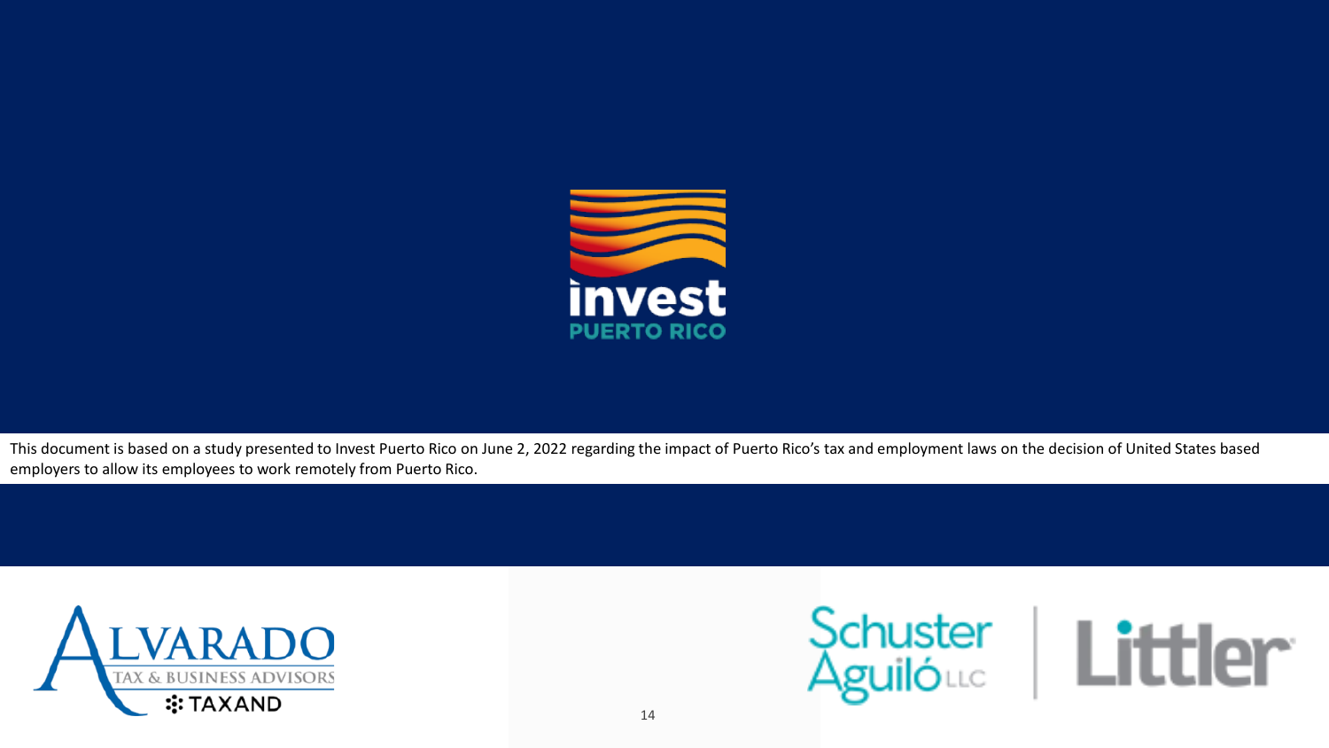This document is based on a study presented to Invest Puerto Rico on June 2, 2022 regarding the impact of Puerto Rico's tax and employment laws on the decision of United States based employers to allow its employees to work remotely from Puerto Rico.